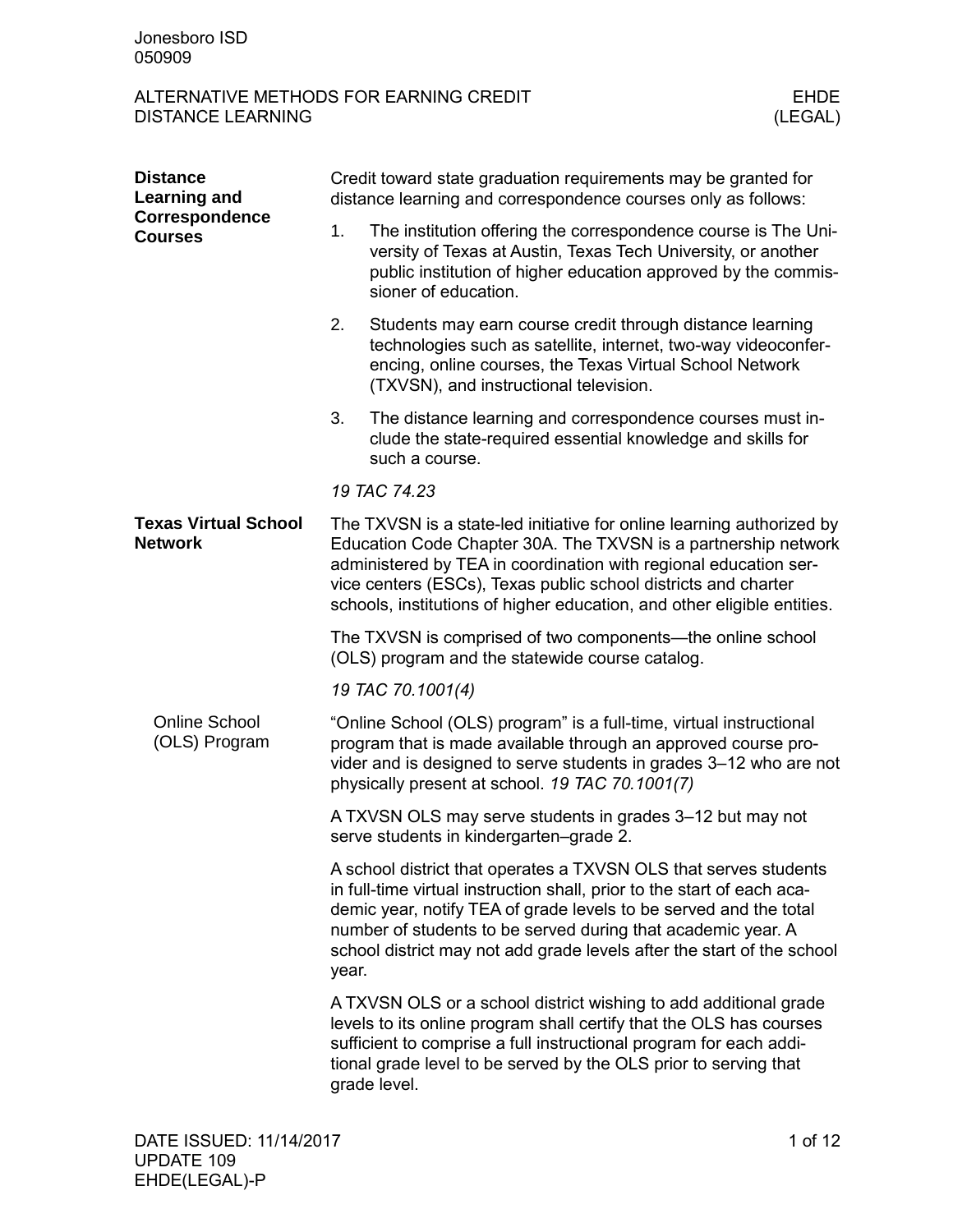Jonesboro ISD
050909

# ALTERNATIVE METHODS FOR EARNING CREDIT
# DISTANCE LEARNING

EHDE
(LEGAL)

## Distance Learning and Correspondence Courses

Credit toward state graduation requirements may be granted for distance learning and correspondence courses only as follows:

1. The institution offering the correspondence course is The University of Texas at Austin, Texas Tech University, or another public institution of higher education approved by the commissioner of education.
2. Students may earn course credit through distance learning technologies such as satellite, internet, two-way videoconferencing, online courses, the Texas Virtual School Network (TXVSN), and instructional television.
3. The distance learning and correspondence courses must include the state-required essential knowledge and skills for such a course.

*19 TAC 74.23*

## Texas Virtual School Network

The TXVSN is a state-led initiative for online learning authorized by Education Code Chapter 30A. The TXVSN is a partnership network administered by TEA in coordination with regional education service centers (ESCs), Texas public school districts and charter schools, institutions of higher education, and other eligible entities.

The TXVSN is comprised of two components—the online school (OLS) program and the statewide course catalog.

*19 TAC 70.1001(4)*

### Online School (OLS) Program

"Online School (OLS) program" is a full-time, virtual instructional program that is made available through an approved course provider and is designed to serve students in grades 3–12 who are not physically present at school. *19 TAC 70.1001(7)*

A TXVSN OLS may serve students in grades 3–12 but may not serve students in kindergarten–grade 2.

A school district that operates a TXVSN OLS that serves students in full-time virtual instruction shall, prior to the start of each academic year, notify TEA of grade levels to be served and the total number of students to be served during that academic year. A school district may not add grade levels after the start of the school year.

A TXVSN OLS or a school district wishing to add additional grade levels to its online program shall certify that the OLS has courses sufficient to comprise a full instructional program for each additional grade level to be served by the OLS prior to serving that grade level.

DATE ISSUED: 11/14/2017
UPDATE 109
EHDE(LEGAL)-P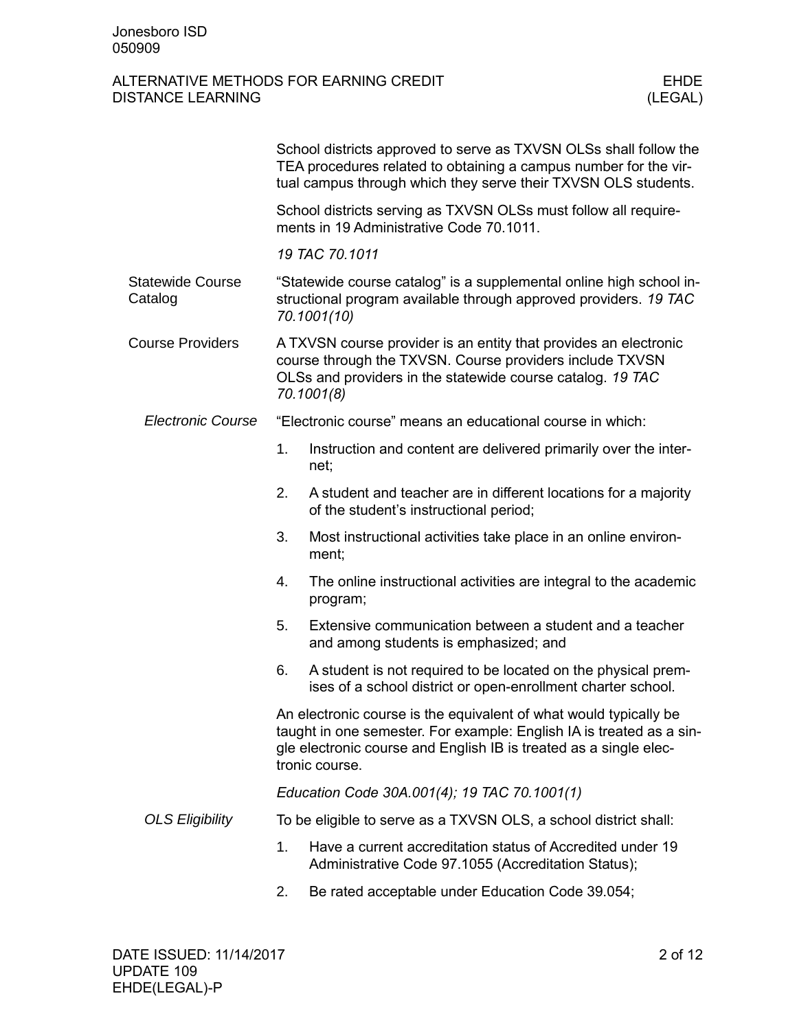School districts approved to serve as TXVSN OLSs shall follow the TEA procedures related to obtaining a campus number for the virtual campus through which they serve their TXVSN OLS students.

School districts serving as TXVSN OLSs must follow all requirements in 19 Administrative Code 70.1011.

*19 TAC 70.1011*

## Statewide Course Catalog

"Statewide course catalog" is a supplemental online high school instructional program available through approved providers. *19 TAC 70.1001(10)*

## Course Providers

A TXVSN course provider is an entity that provides an electronic course through the TXVSN. Course providers include TXVSN OLSs and providers in the statewide course catalog. *19 TAC 70.1001(8)*

### *Electronic Course*

"Electronic course" means an educational course in which:

1. Instruction and content are delivered primarily over the internet;
2. A student and teacher are in different locations for a majority of the student's instructional period;
3. Most instructional activities take place in an online environment;
4. The online instructional activities are integral to the academic program;
5. Extensive communication between a student and a teacher and among students is emphasized; and
6. A student is not required to be located on the physical premises of a school district or open-enrollment charter school.

An electronic course is the equivalent of what would typically be taught in one semester. For example: English IA is treated as a single electronic course and English IB is treated as a single electronic course.

*Education Code 30A.001(4); 19 TAC 70.1001(1)*

### *OLS Eligibility*

To be eligible to serve as a TXVSN OLS, a school district shall:

1. Have a current accreditation status of Accredited under 19 Administrative Code 97.1055 (Accreditation Status);
2. Be rated acceptable under Education Code 39.054;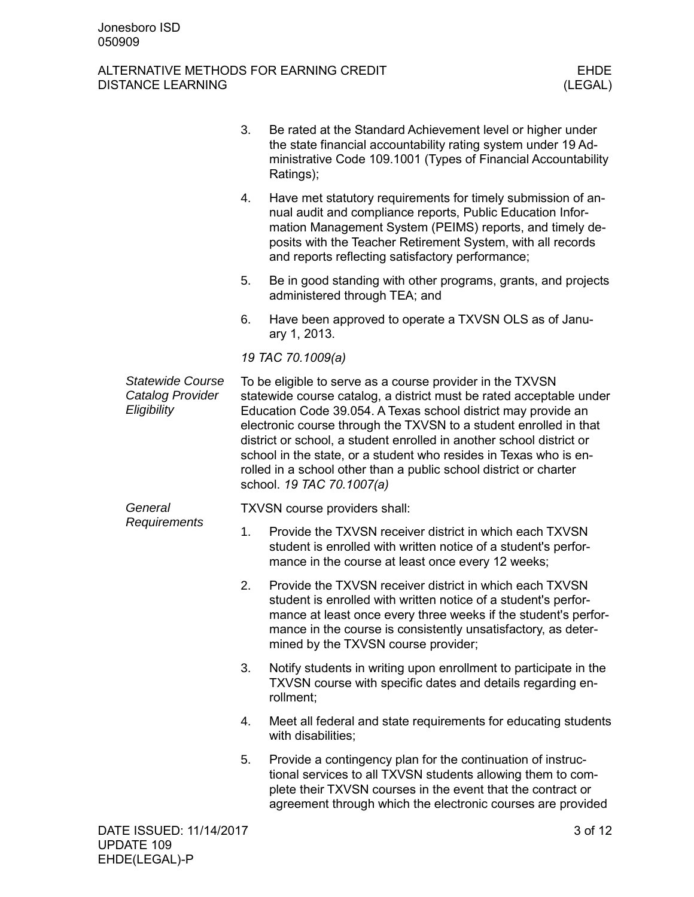3. Be rated at the Standard Achievement level or higher under the state financial accountability rating system under 19 Administrative Code 109.1001 (Types of Financial Accountability Ratings);
4. Have met statutory requirements for timely submission of annual audit and compliance reports, Public Education Information Management System (PEIMS) reports, and timely deposits with the Teacher Retirement System, with all records and reports reflecting satisfactory performance;
5. Be in good standing with other programs, grants, and projects administered through TEA; and
6. Have been approved to operate a TXVSN OLS as of January 1, 2013.

*19 TAC 70.1009(a)*

### *Statewide Course Catalog Provider Eligibility*

To be eligible to serve as a course provider in the TXVSN statewide course catalog, a district must be rated acceptable under Education Code 39.054. A Texas school district may provide an electronic course through the TXVSN to a student enrolled in that district or school, a student enrolled in another school district or school in the state, or a student who resides in Texas who is enrolled in a school other than a public school district or charter school. *19 TAC 70.1007(a)*

### *General Requirements*

TXVSN course providers shall:

1. Provide the TXVSN receiver district in which each TXVSN student is enrolled with written notice of a student's performance in the course at least once every 12 weeks;
2. Provide the TXVSN receiver district in which each TXVSN student is enrolled with written notice of a student's performance at least once every three weeks if the student's performance in the course is consistently unsatisfactory, as determined by the TXVSN course provider;
3. Notify students in writing upon enrollment to participate in the TXVSN course with specific dates and details regarding enrollment;
4. Meet all federal and state requirements for educating students with disabilities;
5. Provide a contingency plan for the continuation of instructional services to all TXVSN students allowing them to complete their TXVSN courses in the event that the contract or agreement through which the electronic courses are provided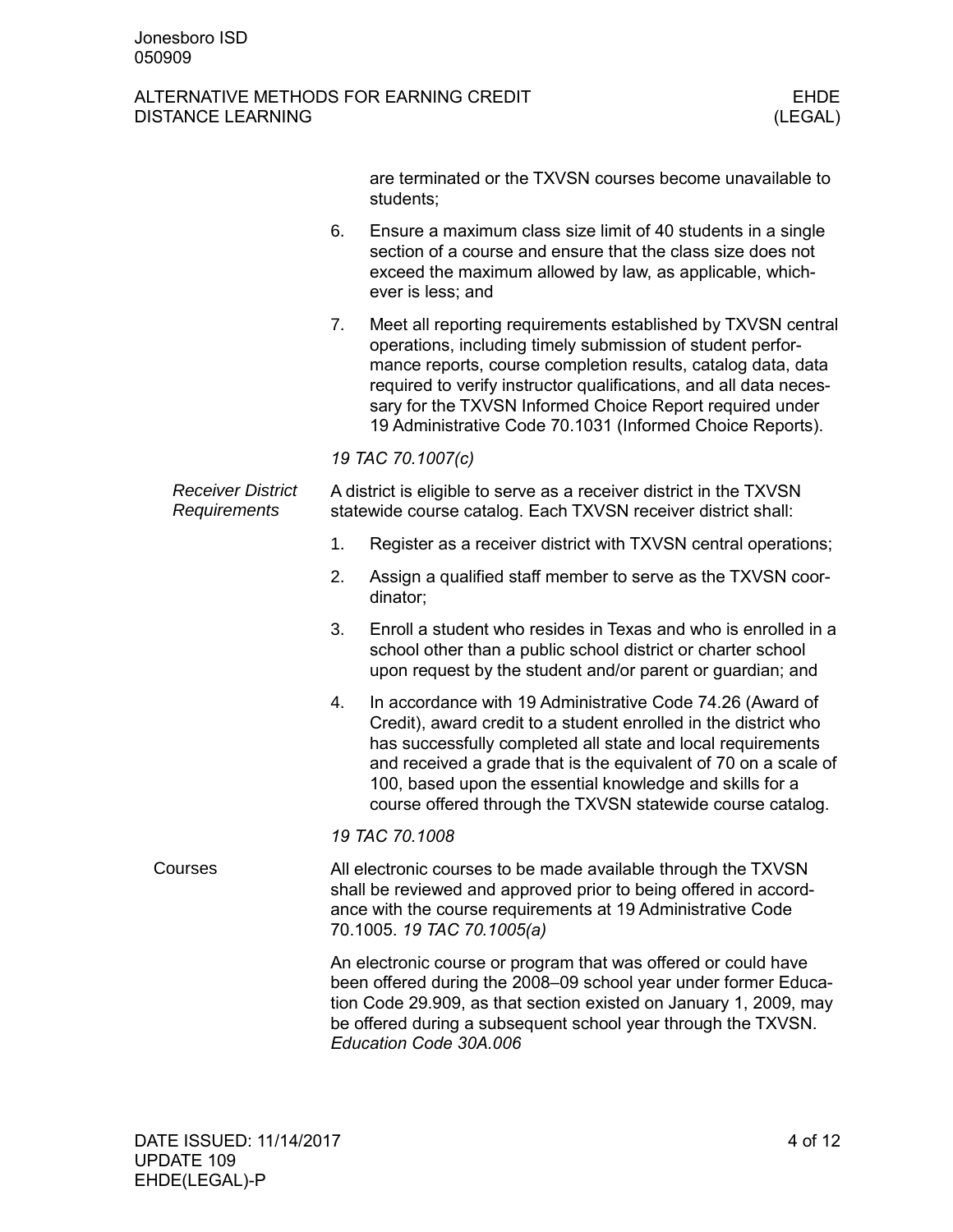are terminated or the TXVSN courses become unavailable to students;

6. Ensure a maximum class size limit of 40 students in a single section of a course and ensure that the class size does not exceed the maximum allowed by law, as applicable, whichever is less; and
7. Meet all reporting requirements established by TXVSN central operations, including timely submission of student performance reports, course completion results, catalog data, data required to verify instructor qualifications, and all data necessary for the TXVSN Informed Choice Report required under 19 Administrative Code 70.1031 (Informed Choice Reports).

*19 TAC 70.1007(c)*

### *Receiver District Requirements*

A district is eligible to serve as a receiver district in the TXVSN statewide course catalog. Each TXVSN receiver district shall:

1. Register as a receiver district with TXVSN central operations;
2. Assign a qualified staff member to serve as the TXVSN coordinator;
3. Enroll a student who resides in Texas and who is enrolled in a school other than a public school district or charter school upon request by the student and/or parent or guardian; and
4. In accordance with 19 Administrative Code 74.26 (Award of Credit), award credit to a student enrolled in the district who has successfully completed all state and local requirements and received a grade that is the equivalent of 70 on a scale of 100, based upon the essential knowledge and skills for a course offered through the TXVSN statewide course catalog.

*19 TAC 70.1008*

## Courses

All electronic courses to be made available through the TXVSN shall be reviewed and approved prior to being offered in accordance with the course requirements at 19 Administrative Code 70.1005. *19 TAC 70.1005(a)*

An electronic course or program that was offered or could have been offered during the 2008–09 school year under former Education Code 29.909, as that section existed on January 1, 2009, may be offered during a subsequent school year through the TXVSN. *Education Code 30A.006*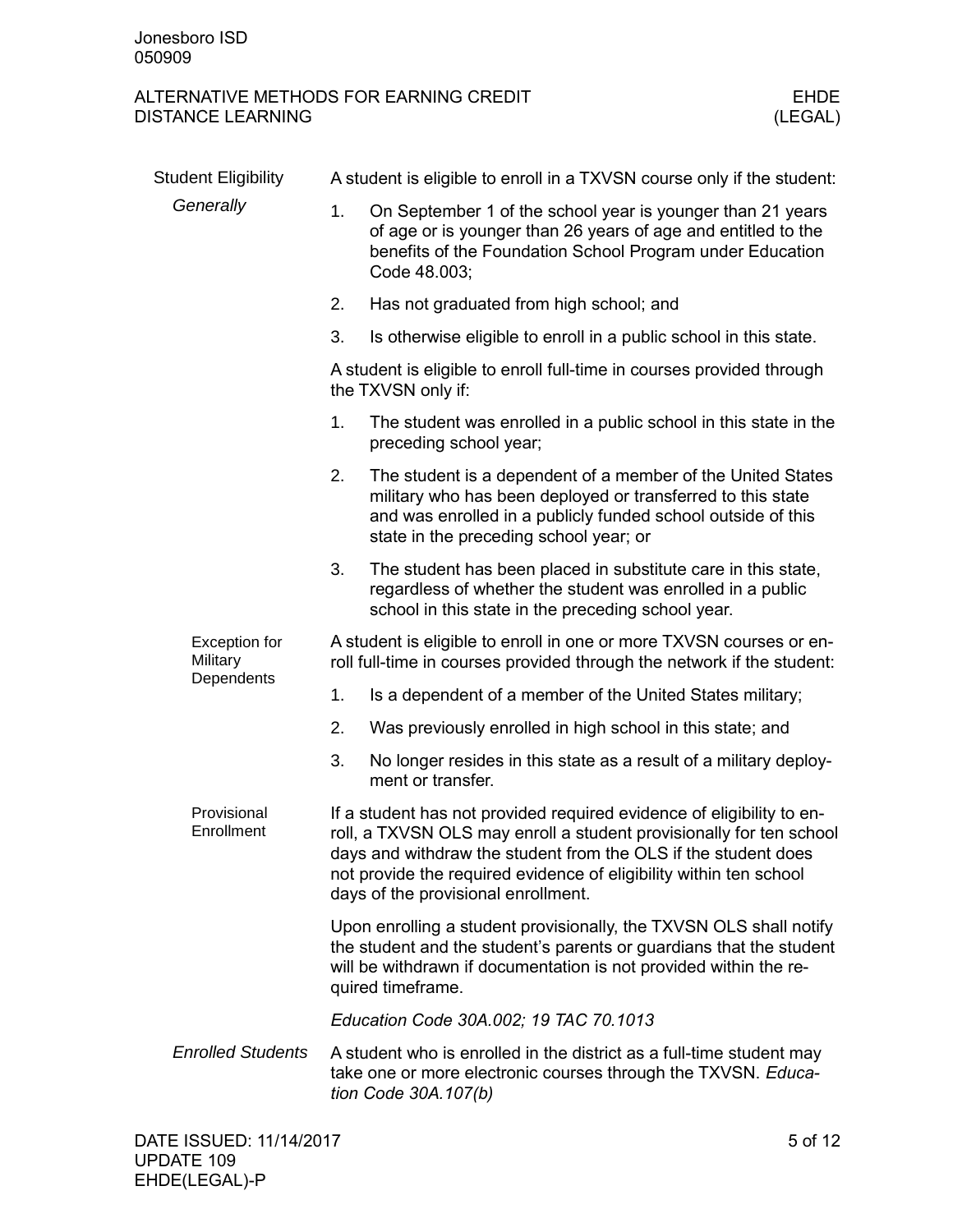## Student Eligibility

### *Generally*

A student is eligible to enroll in a TXVSN course only if the student:

1. On September 1 of the school year is younger than 21 years of age or is younger than 26 years of age and entitled to the benefits of the Foundation School Program under Education Code 48.003;
2. Has not graduated from high school; and
3. Is otherwise eligible to enroll in a public school in this state.

A student is eligible to enroll full-time in courses provided through the TXVSN only if:

1. The student was enrolled in a public school in this state in the preceding school year;
2. The student is a dependent of a member of the United States military who has been deployed or transferred to this state and was enrolled in a publicly funded school outside of this state in the preceding school year; or
3. The student has been placed in substitute care in this state, regardless of whether the student was enrolled in a public school in this state in the preceding school year.

#### Exception for Military Dependents

A student is eligible to enroll in one or more TXVSN courses or enroll full-time in courses provided through the network if the student:

1. Is a dependent of a member of the United States military;
2. Was previously enrolled in high school in this state; and
3. No longer resides in this state as a result of a military deployment or transfer.

#### Provisional Enrollment

If a student has not provided required evidence of eligibility to enroll, a TXVSN OLS may enroll a student provisionally for ten school days and withdraw the student from the OLS if the student does not provide the required evidence of eligibility within ten school days of the provisional enrollment.

Upon enrolling a student provisionally, the TXVSN OLS shall notify the student and the student's parents or guardians that the student will be withdrawn if documentation is not provided within the required timeframe.

*Education Code 30A.002; 19 TAC 70.1013*

### *Enrolled Students*

A student who is enrolled in the district as a full-time student may take one or more electronic courses through the TXVSN. *Education Code 30A.107(b)*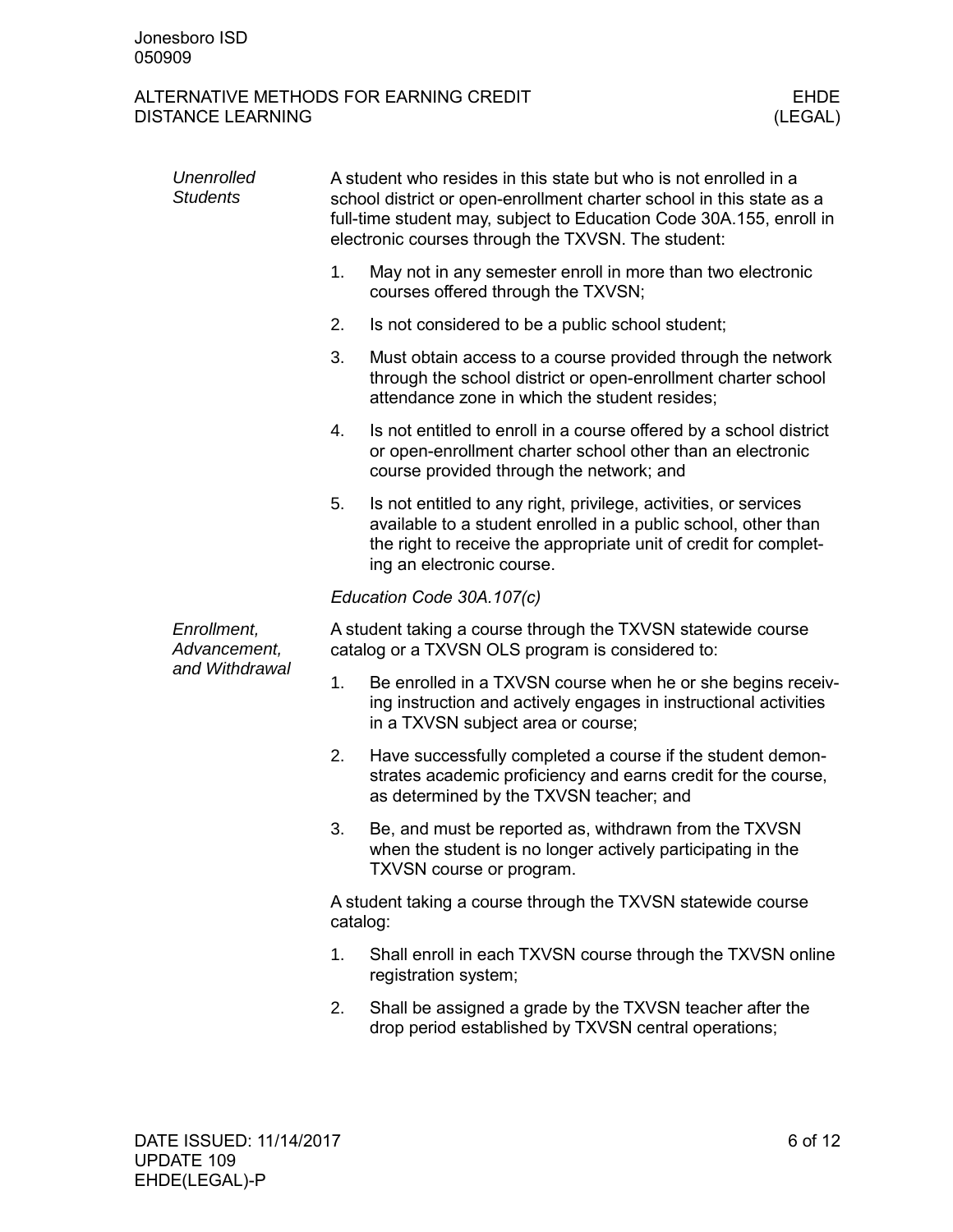*Unenrolled Students*

A student who resides in this state but who is not enrolled in a school district or open-enrollment charter school in this state as a full-time student may, subject to Education Code 30A.155, enroll in electronic courses through the TXVSN. The student:

1. May not in any semester enroll in more than two electronic courses offered through the TXVSN;
2. Is not considered to be a public school student;
3. Must obtain access to a course provided through the network through the school district or open-enrollment charter school attendance zone in which the student resides;
4. Is not entitled to enroll in a course offered by a school district or open-enrollment charter school other than an electronic course provided through the network; and
5. Is not entitled to any right, privilege, activities, or services available to a student enrolled in a public school, other than the right to receive the appropriate unit of credit for completing an electronic course.

*Education Code 30A.107(c)*

*Enrollment, Advancement, and Withdrawal*

A student taking a course through the TXVSN statewide course catalog or a TXVSN OLS program is considered to:

1. Be enrolled in a TXVSN course when he or she begins receiving instruction and actively engages in instructional activities in a TXVSN subject area or course;
2. Have successfully completed a course if the student demonstrates academic proficiency and earns credit for the course, as determined by the TXVSN teacher; and
3. Be, and must be reported as, withdrawn from the TXVSN when the student is no longer actively participating in the TXVSN course or program.

A student taking a course through the TXVSN statewide course catalog:

1. Shall enroll in each TXVSN course through the TXVSN online registration system;
2. Shall be assigned a grade by the TXVSN teacher after the drop period established by TXVSN central operations;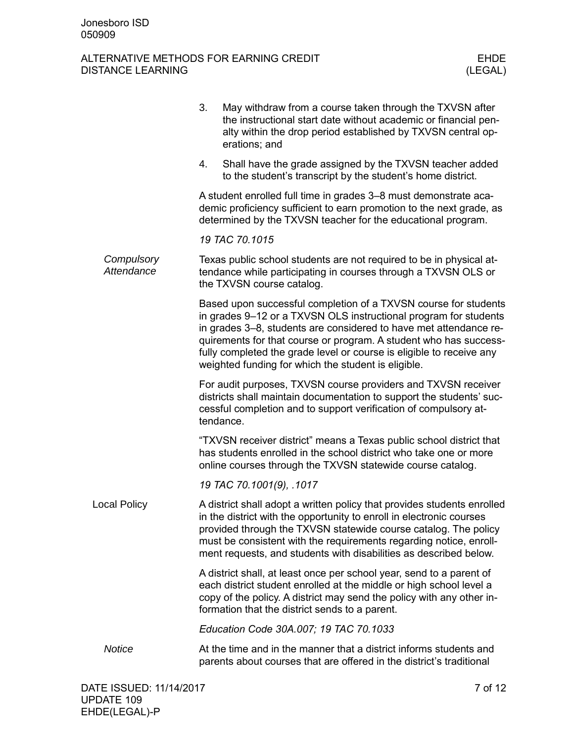3. May withdraw from a course taken through the TXVSN after the instructional start date without academic or financial penalty within the drop period established by TXVSN central operations; and
4. Shall have the grade assigned by the TXVSN teacher added to the student's transcript by the student's home district.

A student enrolled full time in grades 3–8 must demonstrate academic proficiency sufficient to earn promotion to the next grade, as determined by the TXVSN teacher for the educational program.

*19 TAC 70.1015*

### *Compulsory Attendance*

Texas public school students are not required to be in physical attendance while participating in courses through a TXVSN OLS or the TXVSN course catalog.

Based upon successful completion of a TXVSN course for students in grades 9–12 or a TXVSN OLS instructional program for students in grades 3–8, students are considered to have met attendance requirements for that course or program. A student who has successfully completed the grade level or course is eligible to receive any weighted funding for which the student is eligible.

For audit purposes, TXVSN course providers and TXVSN receiver districts shall maintain documentation to support the students' successful completion and to support verification of compulsory attendance.

"TXVSN receiver district" means a Texas public school district that has students enrolled in the school district who take one or more online courses through the TXVSN statewide course catalog.

*19 TAC 70.1001(9), .1017*

## Local Policy

A district shall adopt a written policy that provides students enrolled in the district with the opportunity to enroll in electronic courses provided through the TXVSN statewide course catalog. The policy must be consistent with the requirements regarding notice, enrollment requests, and students with disabilities as described below.

A district shall, at least once per school year, send to a parent of each district student enrolled at the middle or high school level a copy of the policy. A district may send the policy with any other information that the district sends to a parent.

*Education Code 30A.007; 19 TAC 70.1033*

### *Notice*

At the time and in the manner that a district informs students and parents about courses that are offered in the district's traditional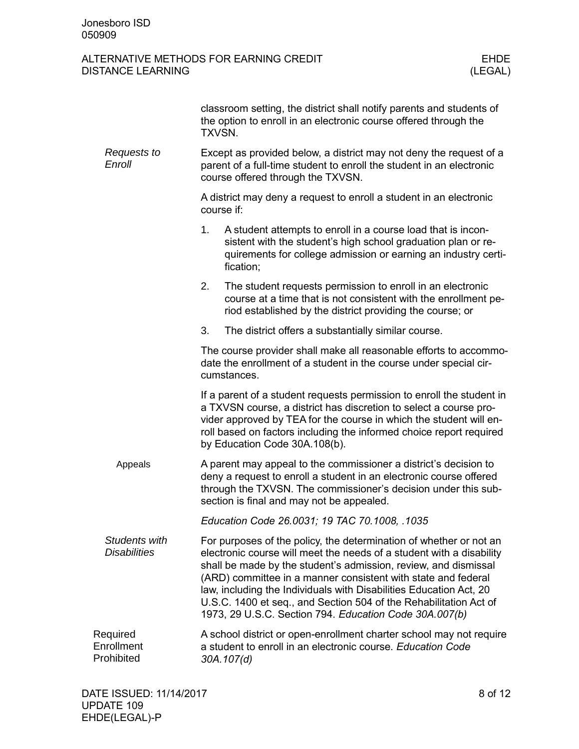classroom setting, the district shall notify parents and students of the option to enroll in an electronic course offered through the TXVSN.

### *Requests to Enroll*

Except as provided below, a district may not deny the request of a parent of a full-time student to enroll the student in an electronic course offered through the TXVSN.

A district may deny a request to enroll a student in an electronic course if:

1. A student attempts to enroll in a course load that is inconsistent with the student's high school graduation plan or requirements for college admission or earning an industry certification;
2. The student requests permission to enroll in an electronic course at a time that is not consistent with the enrollment period established by the district providing the course; or
3. The district offers a substantially similar course.

The course provider shall make all reasonable efforts to accommodate the enrollment of a student in the course under special circumstances.

If a parent of a student requests permission to enroll the student in a TXVSN course, a district has discretion to select a course provider approved by TEA for the course in which the student will enroll based on factors including the informed choice report required by Education Code 30A.108(b).

#### Appeals

A parent may appeal to the commissioner a district's decision to deny a request to enroll a student in an electronic course offered through the TXVSN. The commissioner's decision under this subsection is final and may not be appealed.

*Education Code 26.0031; 19 TAC 70.1008, .1035*

### *Students with Disabilities*

For purposes of the policy, the determination of whether or not an electronic course will meet the needs of a student with a disability shall be made by the student's admission, review, and dismissal (ARD) committee in a manner consistent with state and federal law, including the Individuals with Disabilities Education Act, 20 U.S.C. 1400 et seq., and Section 504 of the Rehabilitation Act of 1973, 29 U.S.C. Section 794. *Education Code 30A.007(b)*

## Required Enrollment Prohibited

A school district or open-enrollment charter school may not require a student to enroll in an electronic course. *Education Code 30A.107(d)*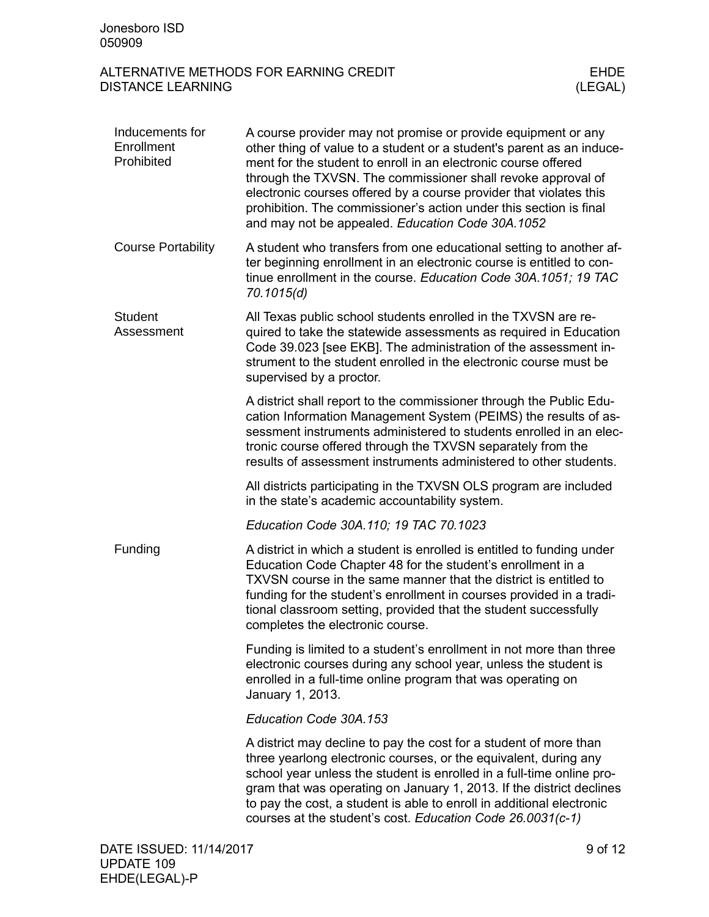## Inducements for Enrollment Prohibited

A course provider may not promise or provide equipment or any other thing of value to a student or a student's parent as an inducement for the student to enroll in an electronic course offered through the TXVSN. The commissioner shall revoke approval of electronic courses offered by a course provider that violates this prohibition. The commissioner's action under this section is final and may not be appealed. *Education Code 30A.1052*

## Course Portability

A student who transfers from one educational setting to another after beginning enrollment in an electronic course is entitled to continue enrollment in the course. *Education Code 30A.1051; 19 TAC 70.1015(d)*

## Student Assessment

All Texas public school students enrolled in the TXVSN are required to take the statewide assessments as required in Education Code 39.023 [see EKB]. The administration of the assessment instrument to the student enrolled in the electronic course must be supervised by a proctor.

A district shall report to the commissioner through the Public Education Information Management System (PEIMS) the results of assessment instruments administered to students enrolled in an electronic course offered through the TXVSN separately from the results of assessment instruments administered to other students.

All districts participating in the TXVSN OLS program are included in the state's academic accountability system.

*Education Code 30A.110; 19 TAC 70.1023*

## Funding

A district in which a student is enrolled is entitled to funding under Education Code Chapter 48 for the student's enrollment in a TXVSN course in the same manner that the district is entitled to funding for the student's enrollment in courses provided in a traditional classroom setting, provided that the student successfully completes the electronic course.

Funding is limited to a student's enrollment in not more than three electronic courses during any school year, unless the student is enrolled in a full-time online program that was operating on January 1, 2013.

*Education Code 30A.153*

A district may decline to pay the cost for a student of more than three yearlong electronic courses, or the equivalent, during any school year unless the student is enrolled in a full-time online program that was operating on January 1, 2013. If the district declines to pay the cost, a student is able to enroll in additional electronic courses at the student's cost. *Education Code 26.0031(c-1)*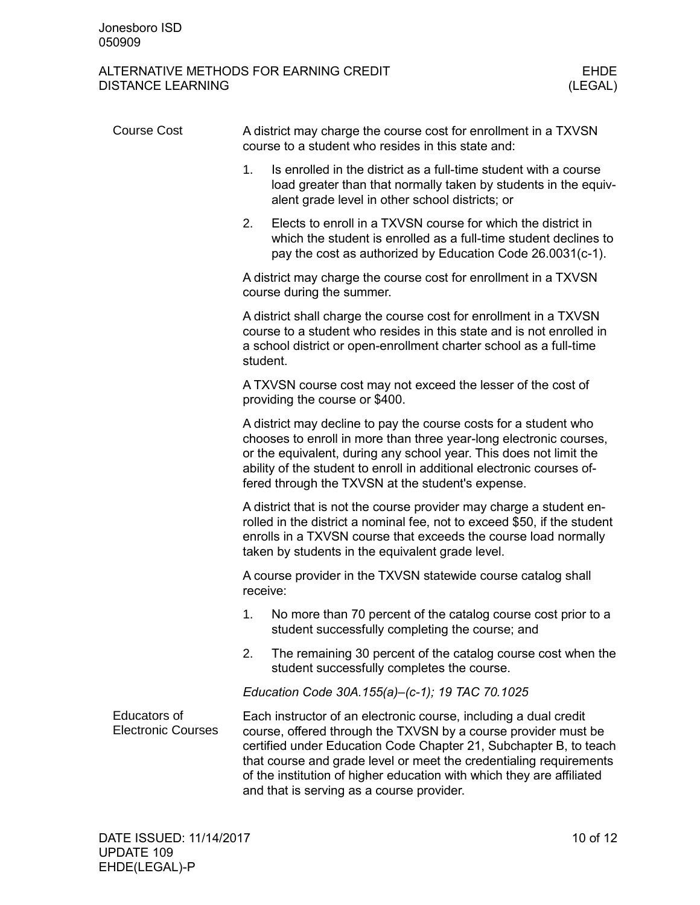## Course Cost

A district may charge the course cost for enrollment in a TXVSN course to a student who resides in this state and:

1. Is enrolled in the district as a full-time student with a course load greater than that normally taken by students in the equivalent grade level in other school districts; or
2. Elects to enroll in a TXVSN course for which the district in which the student is enrolled as a full-time student declines to pay the cost as authorized by Education Code 26.0031(c-1).

A district may charge the course cost for enrollment in a TXVSN course during the summer.

A district shall charge the course cost for enrollment in a TXVSN course to a student who resides in this state and is not enrolled in a school district or open-enrollment charter school as a full-time student.

A TXVSN course cost may not exceed the lesser of the cost of providing the course or $400.

A district may decline to pay the course costs for a student who chooses to enroll in more than three year-long electronic courses, or the equivalent, during any school year. This does not limit the ability of the student to enroll in additional electronic courses offered through the TXVSN at the student's expense.

A district that is not the course provider may charge a student enrolled in the district a nominal fee, not to exceed $50, if the student enrolls in a TXVSN course that exceeds the course load normally taken by students in the equivalent grade level.

A course provider in the TXVSN statewide course catalog shall receive:

1. No more than 70 percent of the catalog course cost prior to a student successfully completing the course; and
2. The remaining 30 percent of the catalog course cost when the student successfully completes the course.

*Education Code 30A.155(a)–(c-1); 19 TAC 70.1025*

## Educators of Electronic Courses

Each instructor of an electronic course, including a dual credit course, offered through the TXVSN by a course provider must be certified under Education Code Chapter 21, Subchapter B, to teach that course and grade level or meet the credentialing requirements of the institution of higher education with which they are affiliated and that is serving as a course provider.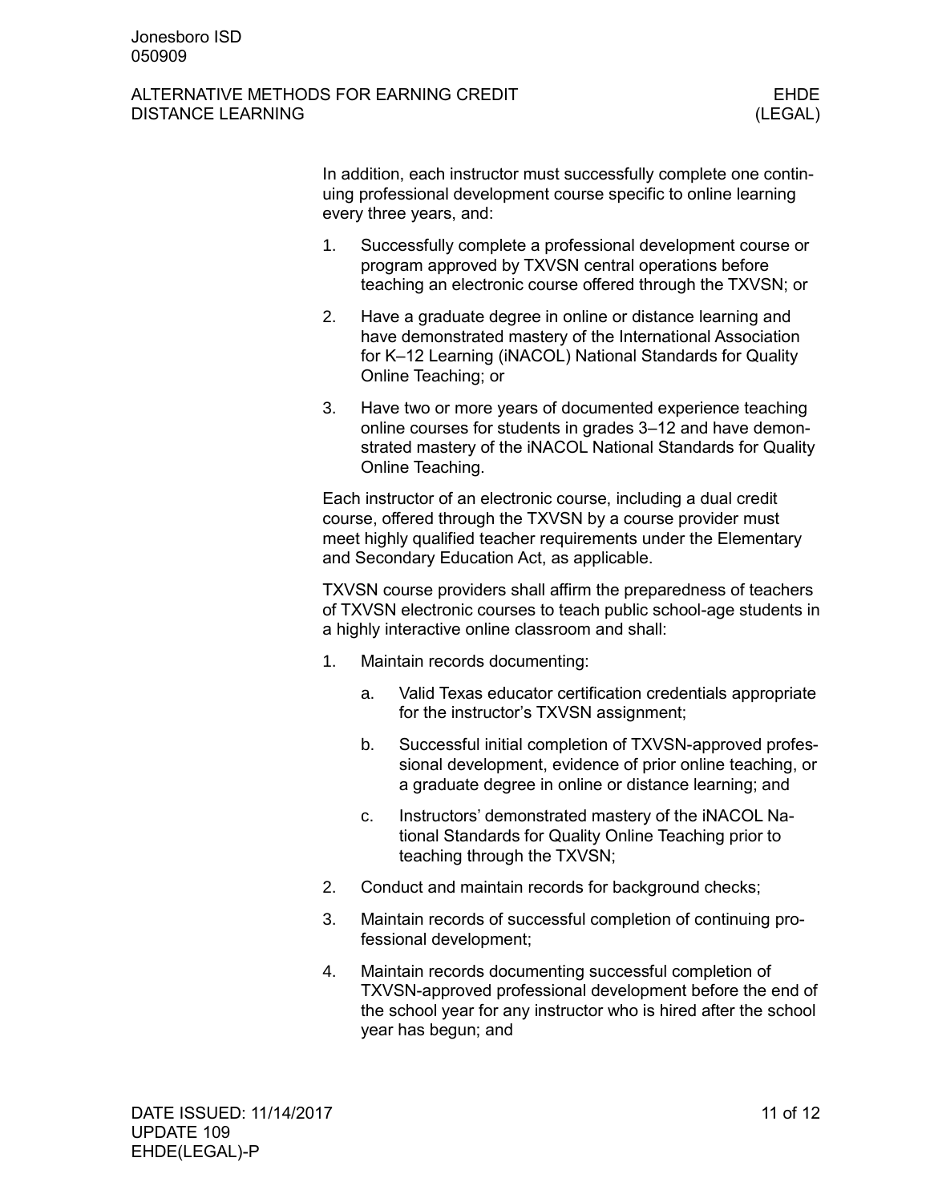In addition, each instructor must successfully complete one continuing professional development course specific to online learning every three years, and:

1. Successfully complete a professional development course or program approved by TXVSN central operations before teaching an electronic course offered through the TXVSN; or
2. Have a graduate degree in online or distance learning and have demonstrated mastery of the International Association for K–12 Learning (iNACOL) National Standards for Quality Online Teaching; or
3. Have two or more years of documented experience teaching online courses for students in grades 3–12 and have demonstrated mastery of the iNACOL National Standards for Quality Online Teaching.

Each instructor of an electronic course, including a dual credit course, offered through the TXVSN by a course provider must meet highly qualified teacher requirements under the Elementary and Secondary Education Act, as applicable.

TXVSN course providers shall affirm the preparedness of teachers of TXVSN electronic courses to teach public school-age students in a highly interactive online classroom and shall:

1. Maintain records documenting:
   a. Valid Texas educator certification credentials appropriate for the instructor's TXVSN assignment;
   b. Successful initial completion of TXVSN-approved professional development, evidence of prior online teaching, or a graduate degree in online or distance learning; and
   c. Instructors' demonstrated mastery of the iNACOL National Standards for Quality Online Teaching prior to teaching through the TXVSN;
2. Conduct and maintain records for background checks;
3. Maintain records of successful completion of continuing professional development;
4. Maintain records documenting successful completion of TXVSN-approved professional development before the end of the school year for any instructor who is hired after the school year has begun; and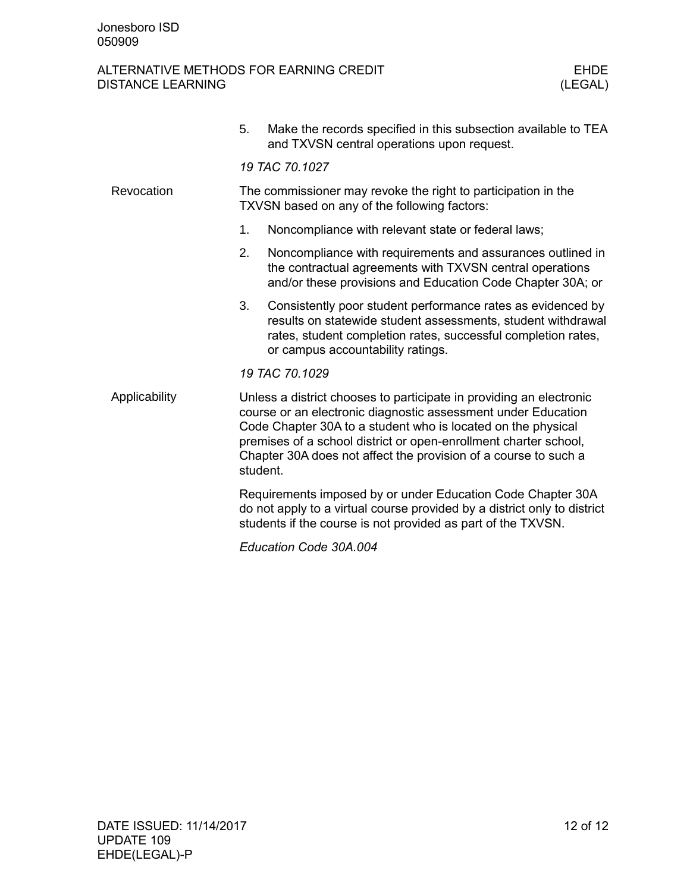5. Make the records specified in this subsection available to TEA and TXVSN central operations upon request.

*19 TAC 70.1027*

**Revocation**

The commissioner may revoke the right to participation in the TXVSN based on any of the following factors:

1. Noncompliance with relevant state or federal laws;
2. Noncompliance with requirements and assurances outlined in the contractual agreements with TXVSN central operations and/or these provisions and Education Code Chapter 30A; or
3. Consistently poor student performance rates as evidenced by results on statewide student assessments, student withdrawal rates, student completion rates, successful completion rates, or campus accountability ratings.

*19 TAC 70.1029*

**Applicability**

Unless a district chooses to participate in providing an electronic course or an electronic diagnostic assessment under Education Code Chapter 30A to a student who is located on the physical premises of a school district or open-enrollment charter school, Chapter 30A does not affect the provision of a course to such a student.

Requirements imposed by or under Education Code Chapter 30A do not apply to a virtual course provided by a district only to district students if the course is not provided as part of the TXVSN.

*Education Code 30A.004*